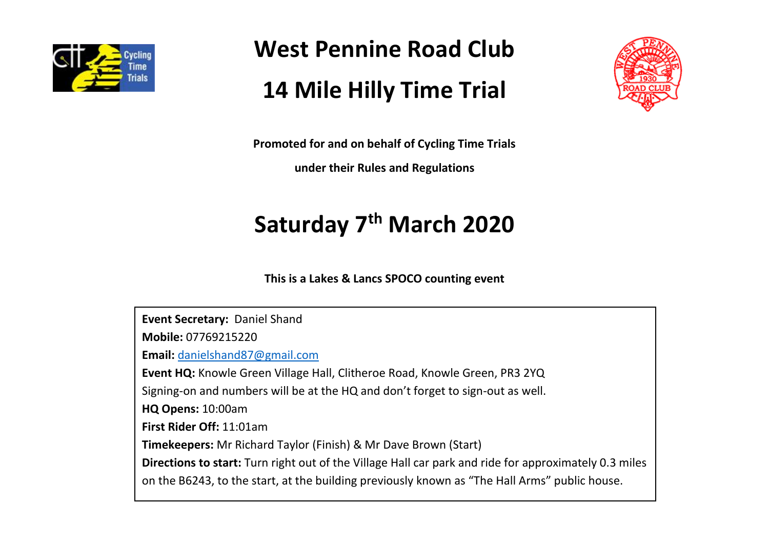# West Pennine Road Club

# 14 Mile Hilly Time Trial

**Promoted for and on behalf of Cycling Time Trials**

**under their Rules and Regulations**

## Saturday 7th March 2020

**This is a Lakes & Lancs SPOCO counting event**

**Event Secretary:** Daniel Shand
**Mobile:** 07769215220
**Email:** danielshand87@gmail.com
**Event HQ:** Knowle Green Village Hall, Clitheroe Road, Knowle Green, PR3 2YQ
Signing-on and numbers will be at the HQ and don't forget to sign-out as well.
**HQ Opens:** 10:00am
**First Rider Off:** 11:01am
**Timekeepers:** Mr Richard Taylor (Finish) & Mr Dave Brown (Start)
**Directions to start:** Turn right out of the Village Hall car park and ride for approximately 0.3 miles on the B6243, to the start, at the building previously known as "The Hall Arms" public house.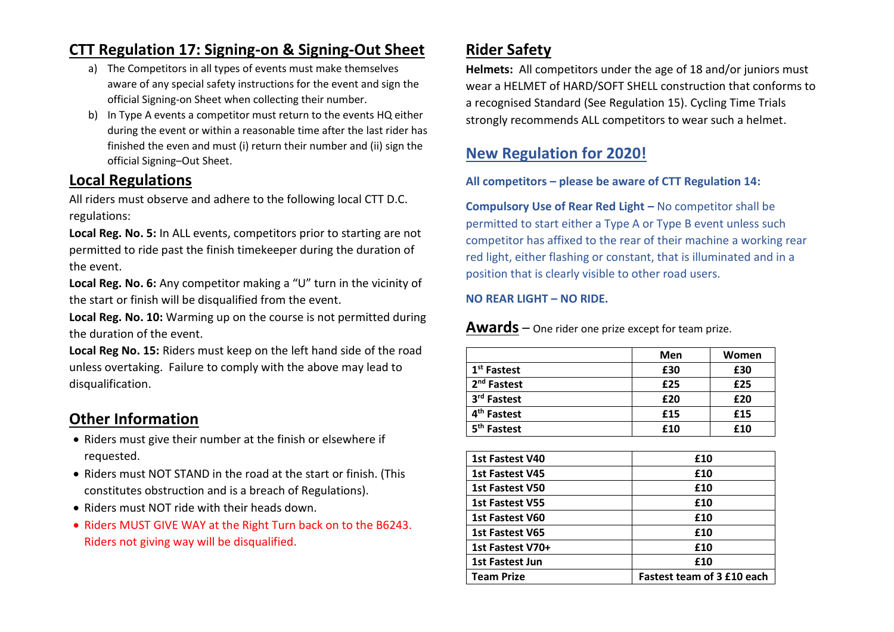## CTT Regulation 17: Signing-on & Signing-Out Sheet

a) The Competitors in all types of events must make themselves aware of any special safety instructions for the event and sign the official Signing-on Sheet when collecting their number.

b) In Type A events a competitor must return to the events HQ either during the event or within a reasonable time after the last rider has finished the even and must (i) return their number and (ii) sign the official Signing–Out Sheet.

## Local Regulations

All riders must observe and adhere to the following local CTT D.C. regulations:

**Local Reg. No. 5:** In ALL events, competitors prior to starting are not permitted to ride past the finish timekeeper during the duration of the event.

**Local Reg. No. 6:** Any competitor making a "U" turn in the vicinity of the start or finish will be disqualified from the event.

**Local Reg. No. 10:** Warming up on the course is not permitted during the duration of the event.

**Local Reg No. 15:** Riders must keep on the left hand side of the road unless overtaking. Failure to comply with the above may lead to disqualification.

## Other Information

- Riders must give their number at the finish or elsewhere if requested.
- Riders must NOT STAND in the road at the start or finish. (This constitutes obstruction and is a breach of Regulations).
- Riders must NOT ride with their heads down.
- Riders MUST GIVE WAY at the Right Turn back on to the B6243. Riders not giving way will be disqualified.

## Rider Safety

**Helmets:** All competitors under the age of 18 and/or juniors must wear a HELMET of HARD/SOFT SHELL construction that conforms to a recognised Standard (See Regulation 15). Cycling Time Trials strongly recommends ALL competitors to wear such a helmet.

## New Regulation for 2020!

**All competitors – please be aware of CTT Regulation 14:**

**Compulsory Use of Rear Red Light –** No competitor shall be permitted to start either a Type A or Type B event unless such competitor has affixed to the rear of their machine a working rear red light, either flashing or constant, that is illuminated and in a position that is clearly visible to other road users.

**NO REAR LIGHT – NO RIDE.**

## Awards – One rider one prize except for team prize.

| | Men | Women |
|---|---|---|
| **1st Fastest** | **£30** | **£30** |
| **2nd Fastest** | **£25** | **£25** |
| **3rd Fastest** | **£20** | **£20** |
| **4th Fastest** | **£15** | **£15** |
| **5th Fastest** | **£10** | **£10** |

| | |
|---|---|
| **1st Fastest V40** | **£10** |
| **1st Fastest V45** | **£10** |
| **1st Fastest V50** | **£10** |
| **1st Fastest V55** | **£10** |
| **1st Fastest V60** | **£10** |
| **1st Fastest V65** | **£10** |
| **1st Fastest V70+** | **£10** |
| **1st Fastest Jun** | **£10** |
| **Team Prize** | **Fastest team of 3 £10 each** |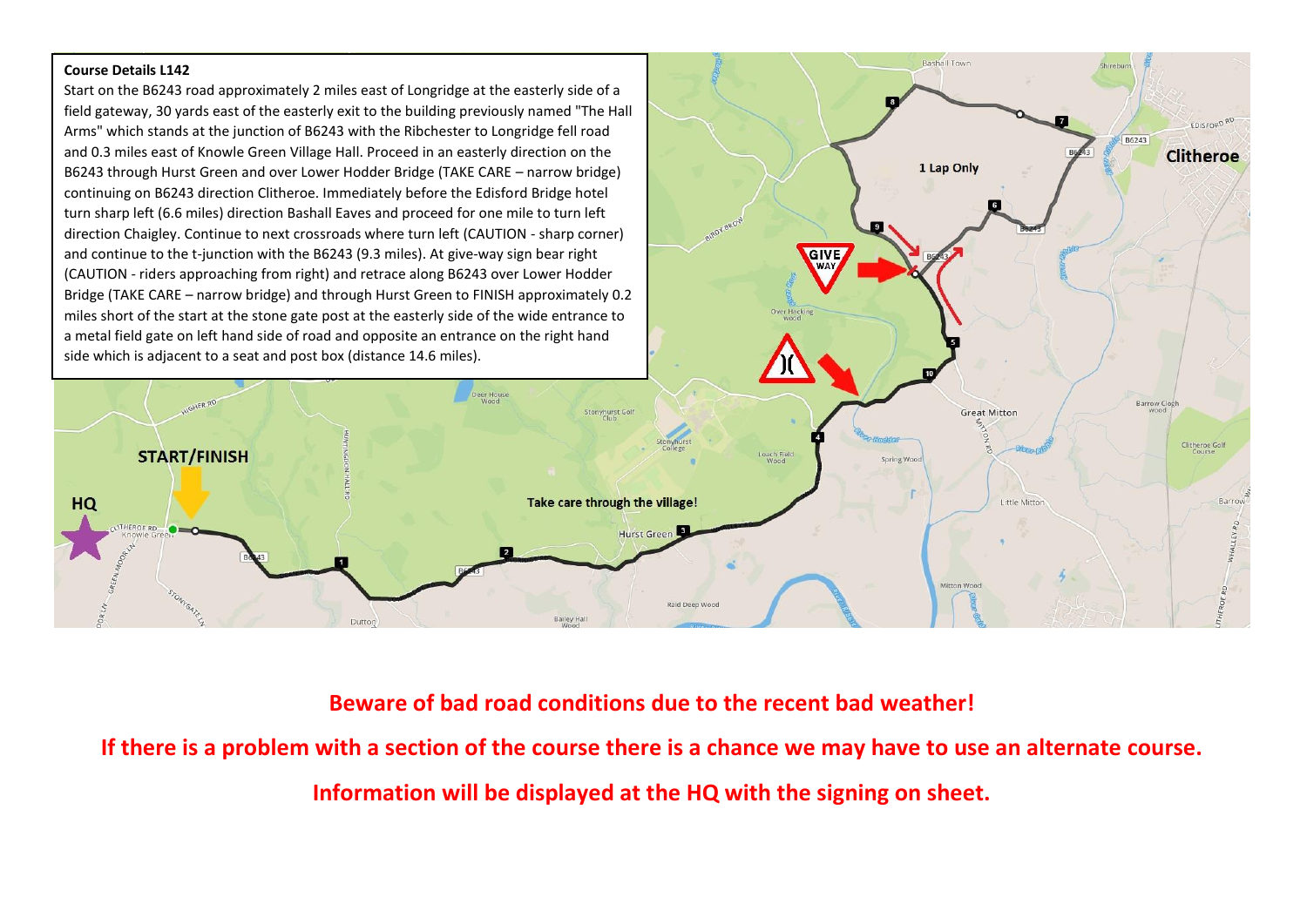**Course Details L142**

Start on the B6243 road approximately 2 miles east of Longridge at the easterly side of a field gateway, 30 yards east of the easterly exit to the building previously named "The Hall Arms" which stands at the junction of B6243 with the Ribchester to Longridge fell road and 0.3 miles east of Knowle Green Village Hall. Proceed in an easterly direction on the B6243 through Hurst Green and over Lower Hodder Bridge (TAKE CARE – narrow bridge) continuing on B6243 direction Clitheroe. Immediately before the Edisford Bridge hotel turn sharp left (6.6 miles) direction Bashall Eaves and proceed for one mile to turn left direction Chaigley. Continue to next crossroads where turn left (CAUTION - sharp corner) and continue to the t-junction with the B6243 (9.3 miles). At give-way sign bear right (CAUTION - riders approaching from right) and retrace along B6243 over Lower Hodder Bridge (TAKE CARE – narrow bridge) and through Hurst Green to FINISH approximately 0.2 miles short of the start at the stone gate post at the easterly side of the wide entrance to a metal field gate on left hand side of road and opposite an entrance on the right hand side which is adjacent to a seat and post box (distance 14.6 miles).

HQ

START/FINISH

Take care through the village!

1 Lap Only

Clitheroe

**Beware of bad road conditions due to the recent bad weather!**

**If there is a problem with a section of the course there is a chance we may have to use an alternate course.**

**Information will be displayed at the HQ with the signing on sheet.**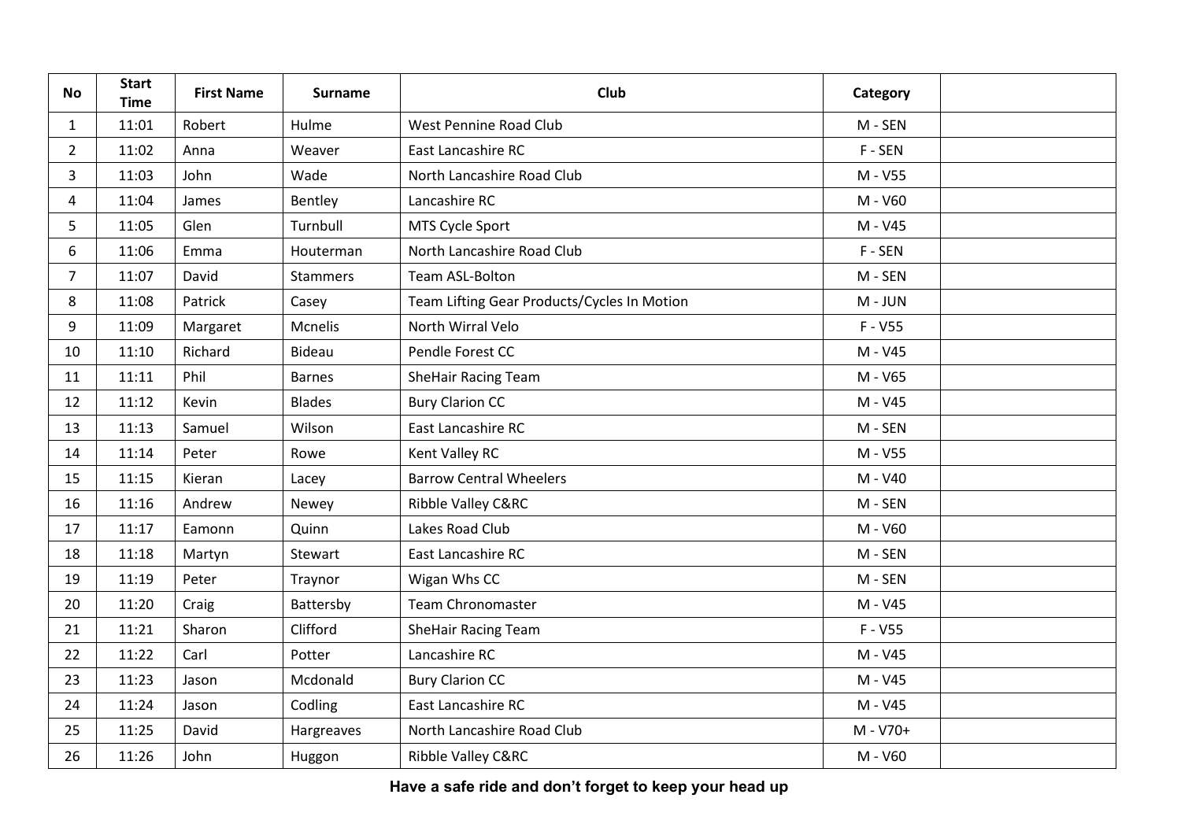| No | Start Time | First Name | Surname | Club | Category | |
|---|---|---|---|---|---|---|
| 1 | 11:01 | Robert | Hulme | West Pennine Road Club | M - SEN | |
| 2 | 11:02 | Anna | Weaver | East Lancashire RC | F - SEN | |
| 3 | 11:03 | John | Wade | North Lancashire Road Club | M - V55 | |
| 4 | 11:04 | James | Bentley | Lancashire RC | M - V60 | |
| 5 | 11:05 | Glen | Turnbull | MTS Cycle Sport | M - V45 | |
| 6 | 11:06 | Emma | Houterman | North Lancashire Road Club | F - SEN | |
| 7 | 11:07 | David | Stammers | Team ASL-Bolton | M - SEN | |
| 8 | 11:08 | Patrick | Casey | Team Lifting Gear Products/Cycles In Motion | M - JUN | |
| 9 | 11:09 | Margaret | Mcnelis | North Wirral Velo | F - V55 | |
| 10 | 11:10 | Richard | Bideau | Pendle Forest CC | M - V45 | |
| 11 | 11:11 | Phil | Barnes | SheHair Racing Team | M - V65 | |
| 12 | 11:12 | Kevin | Blades | Bury Clarion CC | M - V45 | |
| 13 | 11:13 | Samuel | Wilson | East Lancashire RC | M - SEN | |
| 14 | 11:14 | Peter | Rowe | Kent Valley RC | M - V55 | |
| 15 | 11:15 | Kieran | Lacey | Barrow Central Wheelers | M - V40 | |
| 16 | 11:16 | Andrew | Newey | Ribble Valley C&RC | M - SEN | |
| 17 | 11:17 | Eamonn | Quinn | Lakes Road Club | M - V60 | |
| 18 | 11:18 | Martyn | Stewart | East Lancashire RC | M - SEN | |
| 19 | 11:19 | Peter | Traynor | Wigan Whs CC | M - SEN | |
| 20 | 11:20 | Craig | Battersby | Team Chronomaster | M - V45 | |
| 21 | 11:21 | Sharon | Clifford | SheHair Racing Team | F - V55 | |
| 22 | 11:22 | Carl | Potter | Lancashire RC | M - V45 | |
| 23 | 11:23 | Jason | Mcdonald | Bury Clarion CC | M - V45 | |
| 24 | 11:24 | Jason | Codling | East Lancashire RC | M - V45 | |
| 25 | 11:25 | David | Hargreaves | North Lancashire Road Club | M - V70+ | |
| 26 | 11:26 | John | Huggon | Ribble Valley C&RC | M - V60 | |

**Have a safe ride and don't forget to keep your head up**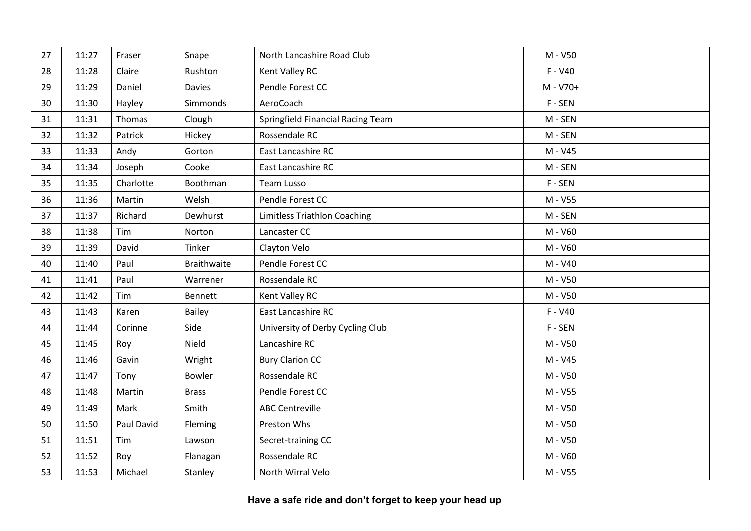| 27 | 11:27 | Fraser | Snape | North Lancashire Road Club | M - V50 | |
|---|---|---|---|---|---|---|
| 28 | 11:28 | Claire | Rushton | Kent Valley RC | F - V40 | |
| 29 | 11:29 | Daniel | Davies | Pendle Forest CC | M - V70+ | |
| 30 | 11:30 | Hayley | Simmonds | AeroCoach | F - SEN | |
| 31 | 11:31 | Thomas | Clough | Springfield Financial Racing Team | M - SEN | |
| 32 | 11:32 | Patrick | Hickey | Rossendale RC | M - SEN | |
| 33 | 11:33 | Andy | Gorton | East Lancashire RC | M - V45 | |
| 34 | 11:34 | Joseph | Cooke | East Lancashire RC | M - SEN | |
| 35 | 11:35 | Charlotte | Boothman | Team Lusso | F - SEN | |
| 36 | 11:36 | Martin | Welsh | Pendle Forest CC | M - V55 | |
| 37 | 11:37 | Richard | Dewhurst | Limitless Triathlon Coaching | M - SEN | |
| 38 | 11:38 | Tim | Norton | Lancaster CC | M - V60 | |
| 39 | 11:39 | David | Tinker | Clayton Velo | M - V60 | |
| 40 | 11:40 | Paul | Braithwaite | Pendle Forest CC | M - V40 | |
| 41 | 11:41 | Paul | Warrener | Rossendale RC | M - V50 | |
| 42 | 11:42 | Tim | Bennett | Kent Valley RC | M - V50 | |
| 43 | 11:43 | Karen | Bailey | East Lancashire RC | F - V40 | |
| 44 | 11:44 | Corinne | Side | University of Derby Cycling Club | F - SEN | |
| 45 | 11:45 | Roy | Nield | Lancashire RC | M - V50 | |
| 46 | 11:46 | Gavin | Wright | Bury Clarion CC | M - V45 | |
| 47 | 11:47 | Tony | Bowler | Rossendale RC | M - V50 | |
| 48 | 11:48 | Martin | Brass | Pendle Forest CC | M - V55 | |
| 49 | 11:49 | Mark | Smith | ABC Centreville | M - V50 | |
| 50 | 11:50 | Paul David | Fleming | Preston Whs | M - V50 | |
| 51 | 11:51 | Tim | Lawson | Secret-training CC | M - V50 | |
| 52 | 11:52 | Roy | Flanagan | Rossendale RC | M - V60 | |
| 53 | 11:53 | Michael | Stanley | North Wirral Velo | M - V55 | |

**Have a safe ride and don't forget to keep your head up**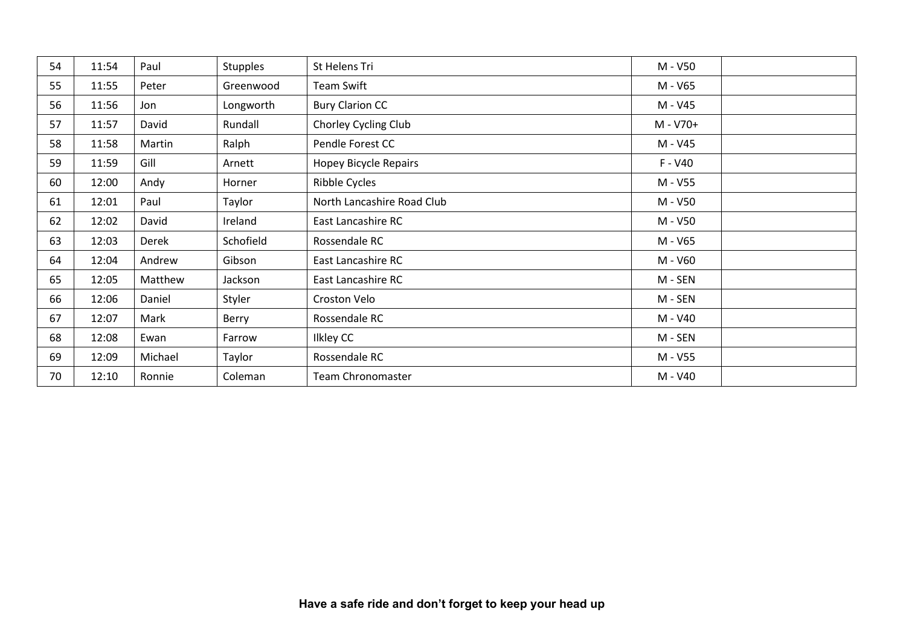| | | | | | | |
|---|---|---|---|---|---|---|
| 54 | 11:54 | Paul | Stupples | St Helens Tri | M - V50 | |
| 55 | 11:55 | Peter | Greenwood | Team Swift | M - V65 | |
| 56 | 11:56 | Jon | Longworth | Bury Clarion CC | M - V45 | |
| 57 | 11:57 | David | Rundall | Chorley Cycling Club | M - V70+ | |
| 58 | 11:58 | Martin | Ralph | Pendle Forest CC | M - V45 | |
| 59 | 11:59 | Gill | Arnett | Hopey Bicycle Repairs | F - V40 | |
| 60 | 12:00 | Andy | Horner | Ribble Cycles | M - V55 | |
| 61 | 12:01 | Paul | Taylor | North Lancashire Road Club | M - V50 | |
| 62 | 12:02 | David | Ireland | East Lancashire RC | M - V50 | |
| 63 | 12:03 | Derek | Schofield | Rossendale RC | M - V65 | |
| 64 | 12:04 | Andrew | Gibson | East Lancashire RC | M - V60 | |
| 65 | 12:05 | Matthew | Jackson | East Lancashire RC | M - SEN | |
| 66 | 12:06 | Daniel | Styler | Croston Velo | M - SEN | |
| 67 | 12:07 | Mark | Berry | Rossendale RC | M - V40 | |
| 68 | 12:08 | Ewan | Farrow | Ilkley CC | M - SEN | |
| 69 | 12:09 | Michael | Taylor | Rossendale RC | M - V55 | |
| 70 | 12:10 | Ronnie | Coleman | Team Chronomaster | M - V40 | |

**Have a safe ride and don't forget to keep your head up**